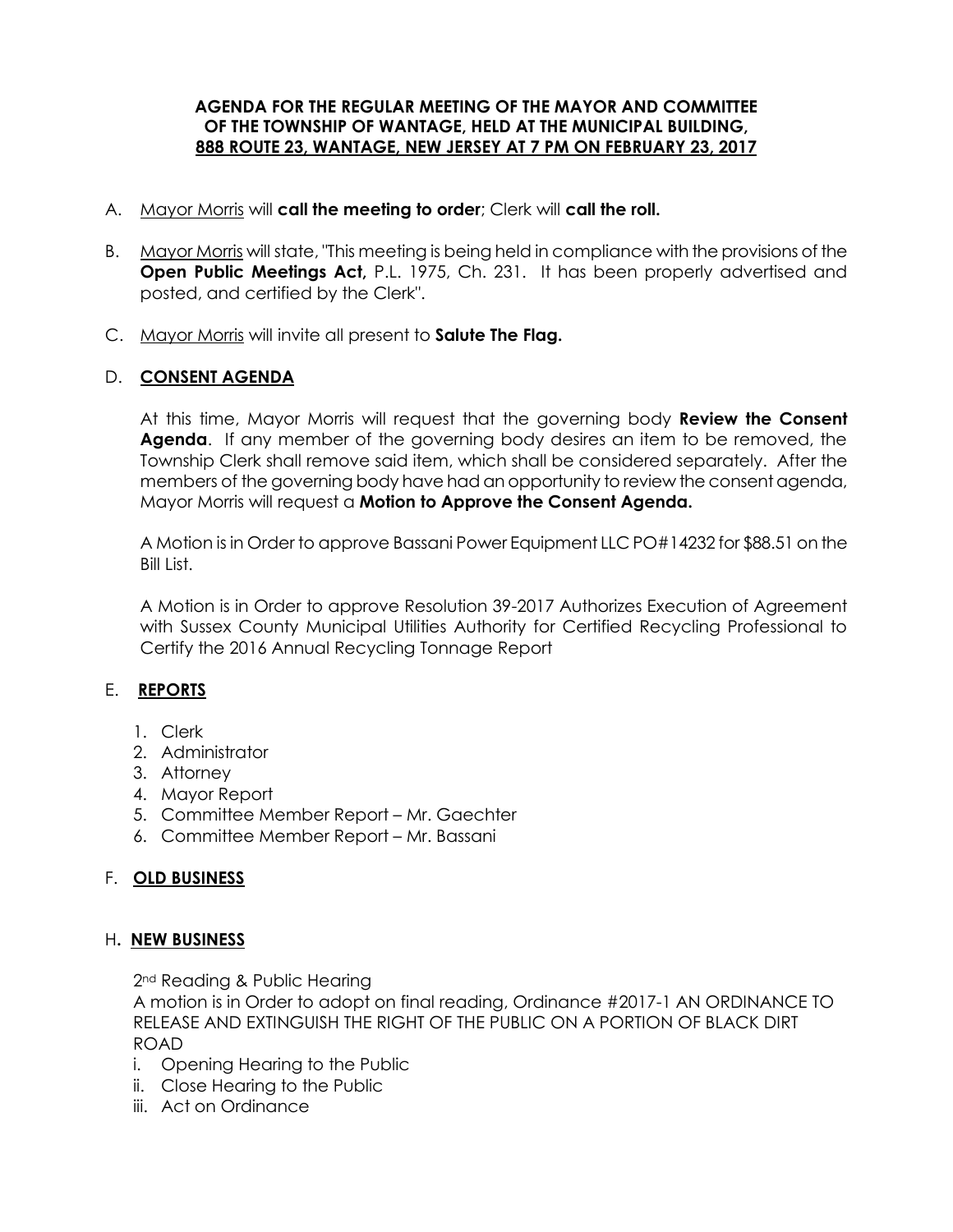**AGENDA FOR THE REGULAR MEETING OF THE MAYOR AND COMMITTEE OF THE TOWNSHIP OF WANTAGE, HELD AT THE MUNICIPAL BUILDING, 888 ROUTE 23, WANTAGE, NEW JERSEY AT 7 PM ON FEBRUARY 23, 2017**

A. Mayor Morris will **call the meeting to order**; Clerk will **call the roll.**

B. Mayor Morris will state, "This meeting is being held in compliance with the provisions of the **Open Public Meetings Act,** P.L. 1975, Ch. 231. It has been properly advertised and posted, and certified by the Clerk".

C. Mayor Morris will invite all present to **Salute The Flag.**

D. **CONSENT AGENDA**

At this time, Mayor Morris will request that the governing body **Review the Consent Agenda**. If any member of the governing body desires an item to be removed, the Township Clerk shall remove said item, which shall be considered separately. After the members of the governing body have had an opportunity to review the consent agenda, Mayor Morris will request a **Motion to Approve the Consent Agenda.**

A Motion is in Order to approve Bassani Power Equipment LLC PO#14232 for $88.51 on the Bill List.

A Motion is in Order to approve Resolution 39-2017 Authorizes Execution of Agreement with Sussex County Municipal Utilities Authority for Certified Recycling Professional to Certify the 2016 Annual Recycling Tonnage Report

E. **REPORTS**

1. Clerk
2. Administrator
3. Attorney
4. Mayor Report
5. Committee Member Report – Mr. Gaechter
6. Committee Member Report – Mr. Bassani

F. **OLD BUSINESS**

H**. NEW BUSINESS**

2nd Reading & Public Hearing
A motion is in Order to adopt on final reading, Ordinance #2017-1 AN ORDINANCE TO RELEASE AND EXTINGUISH THE RIGHT OF THE PUBLIC ON A PORTION OF BLACK DIRT ROAD

i. Opening Hearing to the Public
ii. Close Hearing to the Public
iii. Act on Ordinance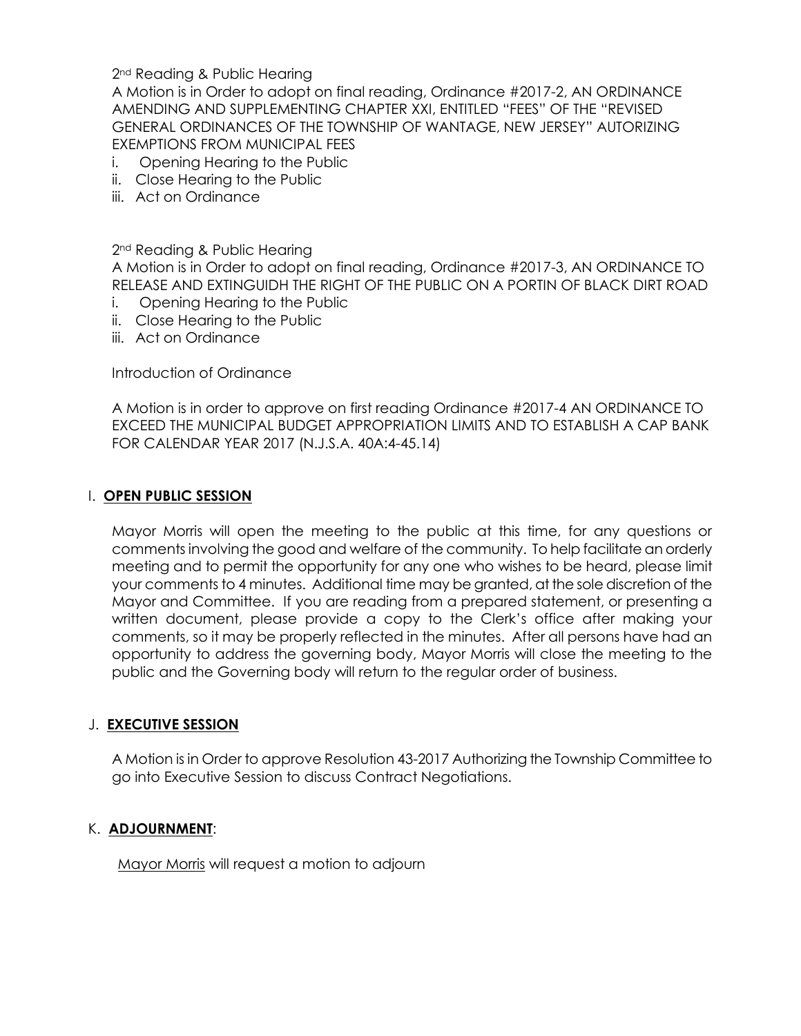2nd Reading & Public Hearing

A Motion is in Order to adopt on final reading, Ordinance #2017-2, AN ORDINANCE AMENDING AND SUPPLEMENTING CHAPTER XXI, ENTITLED "FEES" OF THE "REVISED GENERAL ORDINANCES OF THE TOWNSHIP OF WANTAGE, NEW JERSEY" AUTORIZING EXEMPTIONS FROM MUNICIPAL FEES

i. Opening Hearing to the Public
ii. Close Hearing to the Public
iii. Act on Ordinance

2nd Reading & Public Hearing

A Motion is in Order to adopt on final reading, Ordinance #2017-3, AN ORDINANCE TO RELEASE AND EXTINGUIDH THE RIGHT OF THE PUBLIC ON A PORTIN OF BLACK DIRT ROAD

i. Opening Hearing to the Public
ii. Close Hearing to the Public
iii. Act on Ordinance

Introduction of Ordinance

A Motion is in order to approve on first reading Ordinance #2017-4 AN ORDINANCE TO EXCEED THE MUNICIPAL BUDGET APPROPRIATION LIMITS AND TO ESTABLISH A CAP BANK FOR CALENDAR YEAR 2017 (N.J.S.A. 40A:4-45.14)

## I. **OPEN PUBLIC SESSION**

Mayor Morris will open the meeting to the public at this time, for any questions or comments involving the good and welfare of the community. To help facilitate an orderly meeting and to permit the opportunity for any one who wishes to be heard, please limit your comments to 4 minutes. Additional time may be granted, at the sole discretion of the Mayor and Committee. If you are reading from a prepared statement, or presenting a written document, please provide a copy to the Clerk's office after making your comments, so it may be properly reflected in the minutes. After all persons have had an opportunity to address the governing body, Mayor Morris will close the meeting to the public and the Governing body will return to the regular order of business.

## J. **EXECUTIVE SESSION**

A Motion is in Order to approve Resolution 43-2017 Authorizing the Township Committee to go into Executive Session to discuss Contract Negotiations.

## K. **ADJOURNMENT**:

Mayor Morris will request a motion to adjourn